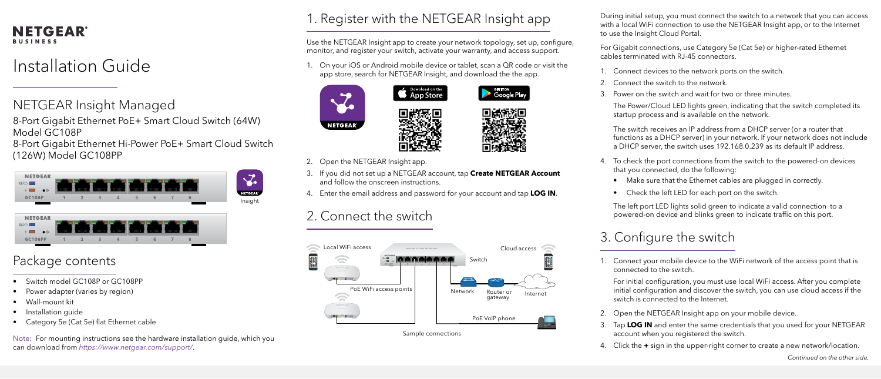NETGEAR BUSINESS

# Installation Guide

## NETGEAR Insight Managed

8-Port Gigabit Ethernet PoE+ Smart Cloud Switch (64W) Model GC108P

8-Port Gigabit Ethernet Hi-Power PoE+ Smart Cloud Switch (126W) Model GC108PP

## Package contents

- Switch model GC108P or GC108PP
- Power adapter (varies by region)
- Wall-mount kit
- Installation guide
- Category 5e (Cat 5e) flat Ethernet cable

Note: For mounting instructions see the hardware installation guide, which you can download from *https://www.netgear.com/support/*.

## 1. Register with the NETGEAR Insight app

Use the NETGEAR Insight app to create your network topology, set up, configure, monitor, and register your switch, activate your warranty, and access support.

1. On your iOS or Android mobile device or tablet, scan a QR code or visit the app store, search for NETGEAR Insight, and download the the app.
2. Open the NETGEAR Insight app.
3. If you did not set up a NETGEAR account, tap **Create NETGEAR Account** and follow the onscreen instructions.
4. Enter the email address and password for your account and tap **LOG IN**.

## 2. Connect the switch

Sample connections

During initial setup, you must connect the switch to a network that you can access with a local WiFi connection to use the NETGEAR Insight app, or to the Internet to use the Insight Cloud Portal.

For Gigabit connections, use Category 5e (Cat 5e) or higher-rated Ethernet cables terminated with RJ-45 connectors.

1. Connect devices to the network ports on the switch.
2. Connect the switch to the network.
3. Power on the switch and wait for two or three minutes.

   The Power/Cloud LED lights green, indicating that the switch completed its startup process and is available on the network.

   The switch receives an IP address from a DHCP server (or a router that functions as a DHCP server) in your network. If your network does not include a DHCP server, the switch uses 192.168.0.239 as its default IP address.

4. To check the port connections from the switch to the powered-on devices that you connected, do the following:
   - Make sure that the Ethernet cables are plugged in correctly.
   - Check the left LED for each port on the switch.

   The left port LED lights solid green to indicate a valid connection to a powered-on device and blinks green to indicate traffic on this port.

## 3. Configure the switch

1. Connect your mobile device to the WiFi network of the access point that is connected to the switch.

   For initial configuration, you must use local WiFi access. After you complete initial configuration and discover the switch, you can use cloud access if the switch is connected to the Internet.

2. Open the NETGEAR Insight app on your mobile device.
3. Tap **LOG IN** and enter the same credentials that you used for your NETGEAR account when you registered the switch.
4. Click the **+** sign in the upper-right corner to create a new network/location.

*Continued on the other side.*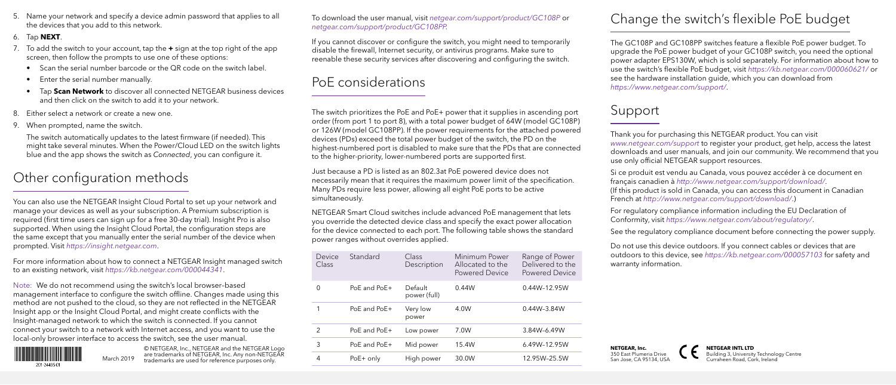5. Name your network and specify a device admin password that applies to all the devices that you add to this network.
6. Tap **NEXT**.
7. To add the switch to your account, tap the **+** sign at the top right of the app screen, then follow the prompts to use one of these options:
   - Scan the serial number barcode or the QR code on the switch label.
   - Enter the serial number manually.
   - Tap **Scan Network** to discover all connected NETGEAR business devices and then click on the switch to add it to your network.
8. Either select a network or create a new one.
9. When prompted, name the switch.

   The switch automatically updates to the latest firmware (if needed). This might take several minutes. When the Power/Cloud LED on the switch lights blue and the app shows the switch as *Connected*, you can configure it.

## Other configuration methods

You can also use the NETGEAR Insight Cloud Portal to set up your network and manage your devices as well as your subscription. A Premium subscription is required (first time users can sign up for a free 30-day trial). Insight Pro is also supported. When using the Insight Cloud Portal, the configuration steps are the same except that you manually enter the serial number of the device when prompted. Visit *https://insight.netgear.com*.

For more information about how to connect a NETGEAR Insight managed switch to an existing network, visit *https://kb.netgear.com/000044341*.

Note: We do not recommend using the switch's local browser–based management interface to configure the switch offline. Changes made using this method are not pushed to the cloud, so they are not reflected in the NETGEAR Insight app or the Insight Cloud Portal, and might create conflicts with the Insight-managed network to which the switch is connected. If you cannot connect your switch to a network with Internet access, and you want to use the local-only browser interface to access the switch, see the user manual.

To download the user manual, visit *netgear.com/support/product/GC108P* or *netgear.com/support/product/GC108PP*.

If you cannot discover or configure the switch, you might need to temporarily disable the firewall, Internet security, or antivirus programs. Make sure to reenable these security services after discovering and configuring the switch.

## PoE considerations

The switch prioritizes the PoE and PoE+ power that it supplies in ascending port order (from port 1 to port 8), with a total power budget of 64W (model GC108P) or 126W (model GC108PP). If the power requirements for the attached powered devices (PDs) exceed the total power budget of the switch, the PD on the highest-numbered port is disabled to make sure that the PDs that are connected to the higher-priority, lower-numbered ports are supported first.

Just because a PD is listed as an 802.3at PoE powered device does not necessarily mean that it requires the maximum power limit of the specification. Many PDs require less power, allowing all eight PoE ports to be active simultaneously.

NETGEAR Smart Cloud switches include advanced PoE management that lets you override the detected device class and specify the exact power allocation for the device connected to each port. The following table shows the standard power ranges without overrides applied.

| Device Class | Standard | Class Description | Minimum Power Allocated to the Powered Device | Range of Power Delivered to the Powered Device |
|---|---|---|---|---|
| 0 | PoE and PoE+ | Default power (full) | 0.44W | 0.44W–12.95W |
| 1 | PoE and PoE+ | Very low power | 4.0W | 0.44W–3.84W |
| 2 | PoE and PoE+ | Low power | 7.0W | 3.84W–6.49W |
| 3 | PoE and PoE+ | Mid power | 15.4W | 6.49W–12.95W |
| 4 | PoE+ only | High power | 30.0W | 12.95W–25.5W |

## Change the switch's flexible PoE budget

The GC108P and GC108PP switches feature a flexible PoE power budget. To upgrade the PoE power budget of your GC108P switch, you need the optional power adapter EPS130W, which is sold separately. For information about how to use the switch's flexible PoE budget, visit *https://kb.netgear.com/000060621/* or see the hardware installation guide, which you can download from *https://www.netgear.com/support/*.

## Support

Thank you for purchasing this NETGEAR product. You can visit *www.netgear.com/support* to register your product, get help, access the latest downloads and user manuals, and join our community. We recommend that you use only official NETGEAR support resources.

Si ce produit est vendu au Canada, vous pouvez accéder à ce document en français canadien à *http://www.netgear.com/support/download/*.
(If this product is sold in Canada, you can access this document in Canadian French at *http://www.netgear.com/support/download/*.)

For regulatory compliance information including the EU Declaration of Conformity, visit *https://www.netgear.com/about/regulatory/*.

See the regulatory compliance document before connecting the power supply.

Do not use this device outdoors. If you connect cables or devices that are outdoors to this device, see *https://kb.netgear.com/000057103* for safety and warranty information.

201-24485-01

March 2019

© NETGEAR, Inc., NETGEAR and the NETGEAR Logo are trademarks of NETGEAR, Inc. Any non-NETGEAR trademarks are used for reference purposes only.

**NETGEAR, Inc.**
350 East Plumeria Drive
San Jose, CA 95134, USA

**NETGEAR INTL LTD**
Building 3, University Technology Centre
Curraheen Road, Cork, Ireland